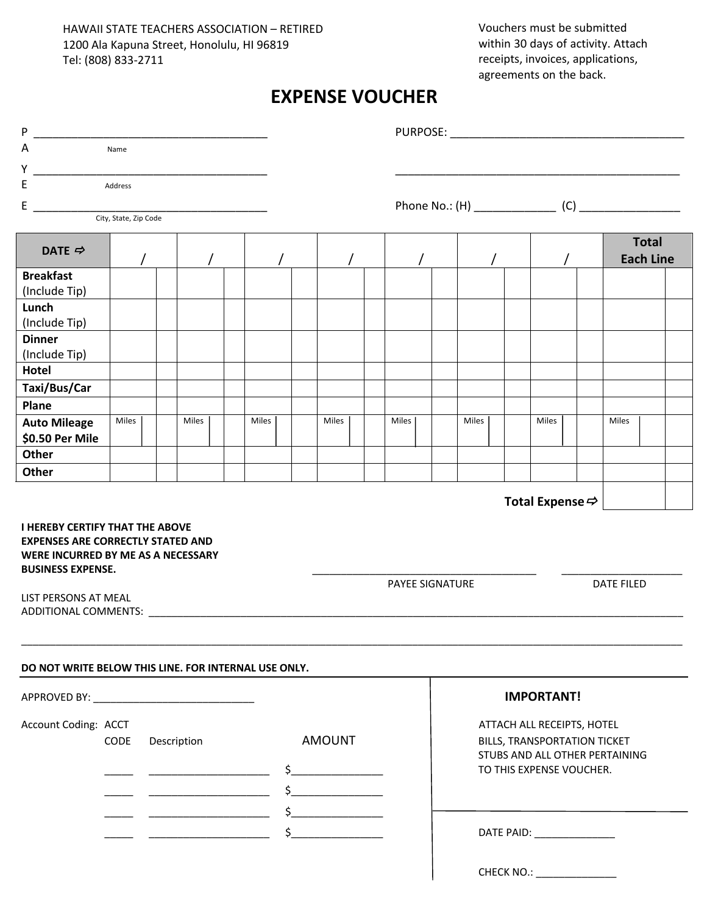HAWAII STATE TEACHERS ASSOCIATION – RETIRED
1200 Ala Kapuna Street, Honolulu, HI 96819
Tel: (808) 833-2711

Vouchers must be submitted within 30 days of activity. Attach receipts, invoices, applications, agreements on the back.

# EXPENSE VOUCHER

PAYEE

_______________________________________
Name

_______________________________________
Address

_______________________________________
City, State, Zip Code

PURPOSE: _______________________________________

_______________________________________________

Phone No.: (H) _____________ (C) ________________

| DATE ⇨ | / | | / | | / | | / | | / | | / | | / | | Total Each Line | |
|---|---|---|---|---|---|---|---|---|---|---|---|---|---|---|---|---|
| Breakfast (Include Tip) | | | | | | | | | | | | | | | | |
| Lunch (Include Tip) | | | | | | | | | | | | | | | | |
| Dinner (Include Tip) | | | | | | | | | | | | | | | | |
| Hotel | | | | | | | | | | | | | | | | |
| Taxi/Bus/Car | | | | | | | | | | | | | | | | |
| Plane | | | | | | | | | | | | | | | | |
| Auto Mileage $0.50 Per Mile | Miles | | Miles | | Miles | | Miles | | Miles | | Miles | | Miles | | Miles | |
| Other | | | | | | | | | | | | | | | | |
| Other | | | | | | | | | | | | | | | | |
| | | | | | | | | | | | | | | **Total Expense ⇨** | | |

**I HEREBY CERTIFY THAT THE ABOVE EXPENSES ARE CORRECTLY STATED AND WERE INCURRED BY ME AS A NECESSARY BUSINESS EXPENSE.**

_______________________________________ PAYEE SIGNATURE

_____________________ DATE FILED

LIST PERSONS AT MEAL
ADDITIONAL COMMENTS: _______________________________________________________________________________________

_____________________________________________________________________________________________________

**DO NOT WRITE BELOW THIS LINE. FOR INTERNAL USE ONLY.**

APPROVED BY: ____________________________

Account Coding:

| ACCT CODE | Description | AMOUNT |
|---|---|---|
| _____ | ____________________ | $_______________ |
| _____ | ____________________ | $_______________ |
| _____ | ____________________ | $_______________ |
| _____ | ____________________ | $_______________ |

**IMPORTANT!**

ATTACH ALL RECEIPTS, HOTEL BILLS, TRANSPORTATION TICKET STUBS AND ALL OTHER PERTAINING TO THIS EXPENSE VOUCHER.

DATE PAID: ______________

CHECK NO.: ______________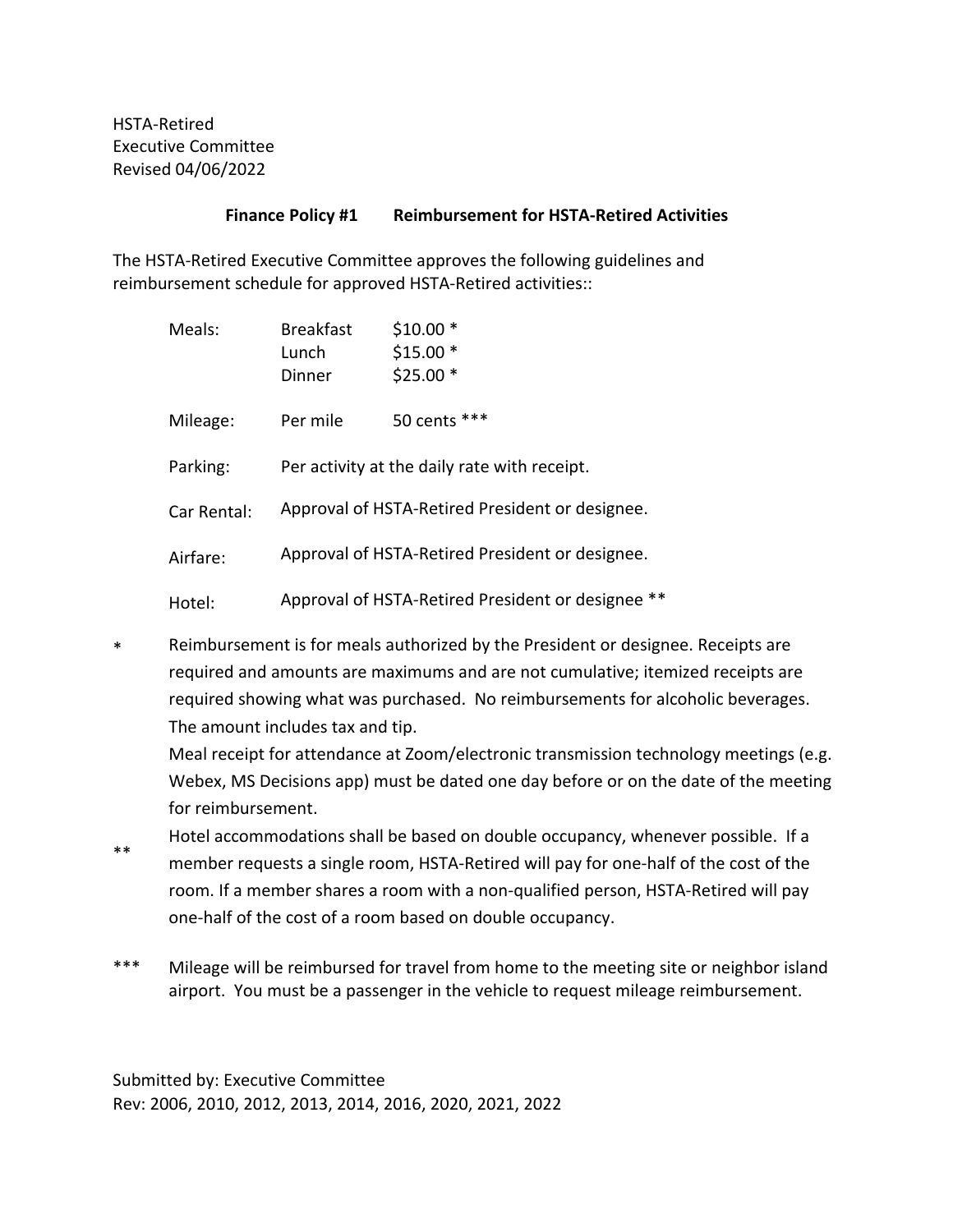HSTA-Retired
Executive Committee
Revised 04/06/2022

**Finance Policy #1 Reimbursement for HSTA-Retired Activities**

The HSTA-Retired Executive Committee approves the following guidelines and reimbursement schedule for approved HSTA-Retired activities::

| | | |
|---|---|---|
| Meals: | Breakfast | $10.00 * |
| | Lunch | $15.00 * |
| | Dinner | $25.00 * |
| Mileage: | Per mile | 50 cents *** |
| Parking: | Per activity at the daily rate with receipt. | |
| Car Rental: | Approval of HSTA-Retired President or designee. | |
| Airfare: | Approval of HSTA-Retired President or designee. | |
| Hotel: | Approval of HSTA-Retired President or designee ** | |

\* Reimbursement is for meals authorized by the President or designee. Receipts are required and amounts are maximums and are not cumulative; itemized receipts are required showing what was purchased. No reimbursements for alcoholic beverages. The amount includes tax and tip.
Meal receipt for attendance at Zoom/electronic transmission technology meetings (e.g. Webex, MS Decisions app) must be dated one day before or on the date of the meeting for reimbursement.

** Hotel accommodations shall be based on double occupancy, whenever possible. If a member requests a single room, HSTA-Retired will pay for one-half of the cost of the room. If a member shares a room with a non-qualified person, HSTA-Retired will pay one-half of the cost of a room based on double occupancy.

*** Mileage will be reimbursed for travel from home to the meeting site or neighbor island airport. You must be a passenger in the vehicle to request mileage reimbursement.

Submitted by: Executive Committee
Rev: 2006, 2010, 2012, 2013, 2014, 2016, 2020, 2021, 2022